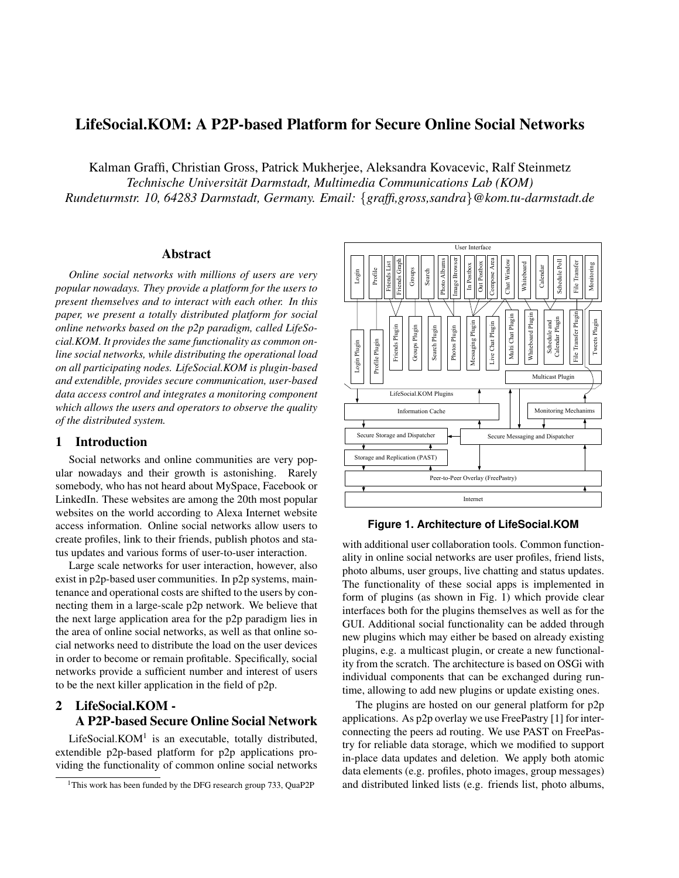# LifeSocial.KOM: A P2P-based Platform for Secure Online Social Networks

Kalman Graffi, Christian Gross, Patrick Mukherjee, Aleksandra Kovacevic, Ralf Steinmetz
*Technische Universität Darmstadt, Multimedia Communications Lab (KOM)*
*Rundeturmstr. 10, 64283 Darmstadt, Germany. Email: {graffi,gross,sandra}@kom.tu-darmstadt.de*

## Abstract

*Online social networks with millions of users are very popular nowadays. They provide a platform for the users to present themselves and to interact with each other. In this paper, we present a totally distributed platform for social online networks based on the p2p paradigm, called LifeSocial.KOM. It provides the same functionality as common online social networks, while distributing the operational load on all participating nodes. LifeSocial.KOM is plugin-based and extendible, provides secure communication, user-based data access control and integrates a monitoring component which allows the users and operators to observe the quality of the distributed system.*

## 1 Introduction

Social networks and online communities are very popular nowadays and their growth is astonishing. Rarely somebody, who has not heard about MySpace, Facebook or LinkedIn. These websites are among the 20th most popular websites on the world according to Alexa Internet website access information. Online social networks allow users to create profiles, link to their friends, publish photos and status updates and various forms of user-to-user interaction.

Large scale networks for user interaction, however, also exist in p2p-based user communities. In p2p systems, maintenance and operational costs are shifted to the users by connecting them in a large-scale p2p network. We believe that the next large application area for the p2p paradigm lies in the area of online social networks, as well as that online social networks need to distribute the load on the user devices in order to become or remain profitable. Specifically, social networks provide a sufficient number and interest of users to be the next killer application in the field of p2p.

## 2 LifeSocial.KOM - A P2P-based Secure Online Social Network

LifeSocial.KOM[1] is an executable, totally distributed, extendible p2p-based platform for p2p applications providing the functionality of common online social networks with additional user collaboration tools. Common functionality in online social networks are user profiles, friend lists, photo albums, user groups, live chatting and status updates. The functionality of these social apps is implemented in form of plugins (as shown in Fig. 1) which provide clear interfaces both for the plugins themselves as well as for the GUI. Additional social functionality can be added through new plugins which may either be based on already existing plugins, e.g. a multicast plugin, or create a new functionality from the scratch. The architecture is based on OSGi with individual components that can be exchanged during runtime, allowing to add new plugins or update existing ones.

**Figure 1. Architecture of LifeSocial.KOM**

The plugins are hosted on our general platform for p2p applications. As p2p overlay we use FreePastry [1] for interconnecting the peers ad routing. We use PAST on FreePastry for reliable data storage, which we modified to support in-place data updates and deletion. We apply both atomic data elements (e.g. profiles, photo images, group messages) and distributed linked lists (e.g. friends list, photo albums,

[1] This work has been funded by the DFG research group 733, QuaP2P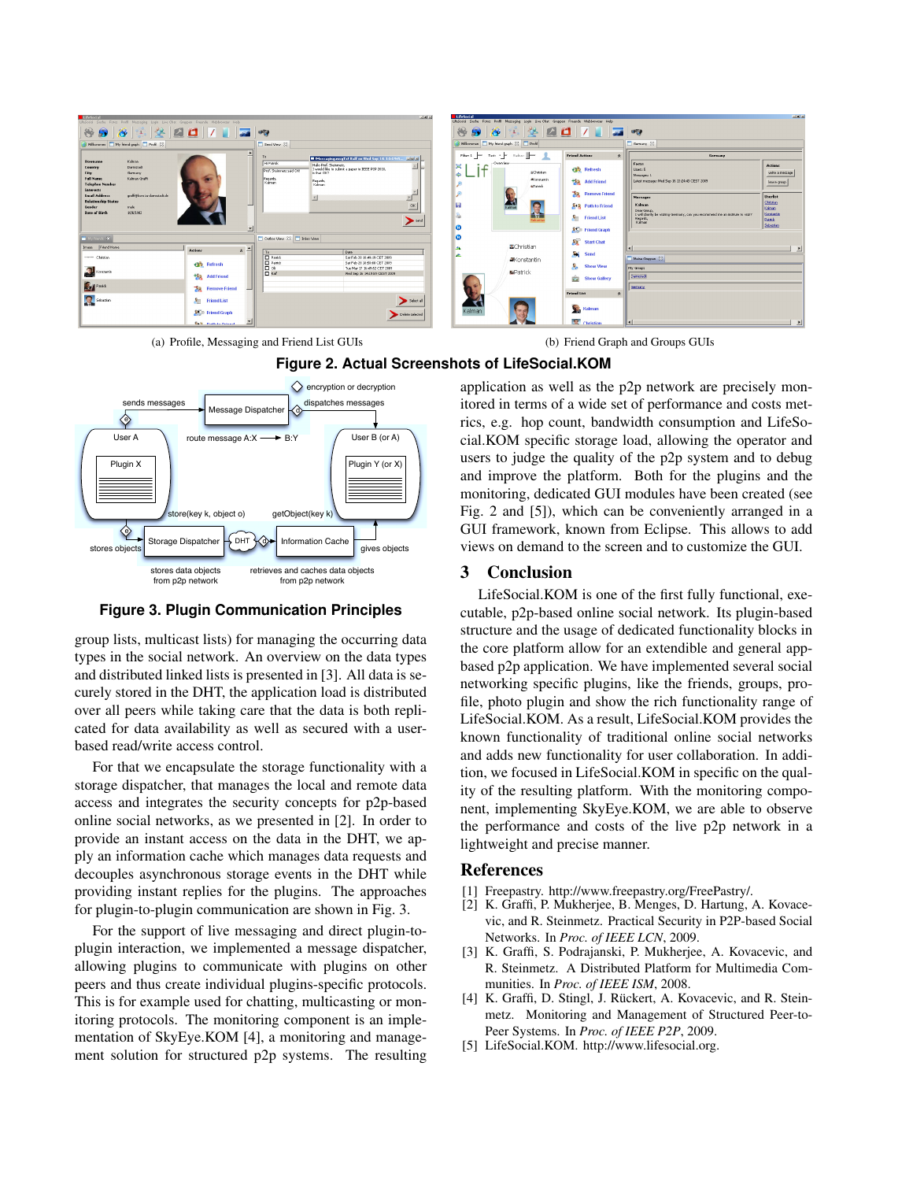(a) Profile, Messaging and Friend List GUIs

(b) Friend Graph and Groups GUIs

**Figure 2. Actual Screenshots of LifeSocial.KOM**

encryption or decryption

sends messages

Message Dispatcher

dispatches messages

User A

route message A:X → B:Y

User B (or A)

Plugin X

Plugin Y (or X)

store(key k, object o)

getObject(key k)

stores objects

Storage Dispatcher

DHT

Information Cache

gives objects

stores data objects from p2p network

retrieves and caches data objects from p2p network

**Figure 3. Plugin Communication Principles**

group lists, multicast lists) for managing the occurring data types in the social network. An overview on the data types and distributed linked lists is presented in [3]. All data is securely stored in the DHT, the application load is distributed over all peers while taking care that the data is both replicated for data availability as well as secured with a user-based read/write access control.

For that we encapsulate the storage functionality with a storage dispatcher, that manages the local and remote data access and integrates the security concepts for p2p-based online social networks, as we presented in [2]. In order to provide an instant access on the data in the DHT, we apply an information cache which manages data requests and decouples asynchronous storage events in the DHT while providing instant replies for the plugins. The approaches for plugin-to-plugin communication are shown in Fig. 3.

For the support of live messaging and direct plugin-to-plugin interaction, we implemented a message dispatcher, allowing plugins to communicate with plugins on other peers and thus create individual plugins-specific protocols. This is for example used for chatting, multicasting or monitoring protocols. The monitoring component is an implementation of SkyEye.KOM [4], a monitoring and management solution for structured p2p systems. The resulting application as well as the p2p network are precisely monitored in terms of a wide set of performance and costs metrics, e.g. hop count, bandwidth consumption and LifeSocial.KOM specific storage load, allowing the operator and users to judge the quality of the p2p system and to debug and improve the platform. Both for the plugins and the monitoring, dedicated GUI modules have been created (see Fig. 2 and [5]), which can be conveniently arranged in a GUI framework, known from Eclipse. This allows to add views on demand to the screen and to customize the GUI.

## 3 Conclusion

LifeSocial.KOM is one of the first fully functional, executable, p2p-based online social network. Its plugin-based structure and the usage of dedicated functionality blocks in the core platform allow for an extendible and general app-based p2p application. We have implemented several social networking specific plugins, like the friends, groups, profile, photo plugin and show the rich functionality range of LifeSocial.KOM. As a result, LifeSocial.KOM provides the known functionality of traditional online social networks and adds new functionality for user collaboration. In addition, we focused in LifeSocial.KOM in specific on the quality of the resulting platform. With the monitoring component, implementing SkyEye.KOM, we are able to observe the performance and costs of the live p2p network in a lightweight and precise manner.

## References

[1] Freepastry. http://www.freepastry.org/FreePastry/.

[2] K. Graffi, P. Mukherjee, B. Menges, D. Hartung, A. Kovacevic, and R. Steinmetz. Practical Security in P2P-based Social Networks. In *Proc. of IEEE LCN*, 2009.

[3] K. Graffi, S. Podrajanski, P. Mukherjee, A. Kovacevic, and R. Steinmetz. A Distributed Platform for Multimedia Communities. In *Proc. of IEEE ISM*, 2008.

[4] K. Graffi, D. Stingl, J. Rückert, A. Kovacevic, and R. Steinmetz. Monitoring and Management of Structured Peer-to-Peer Systems. In *Proc. of IEEE P2P*, 2009.

[5] LifeSocial.KOM. http://www.lifesocial.org.